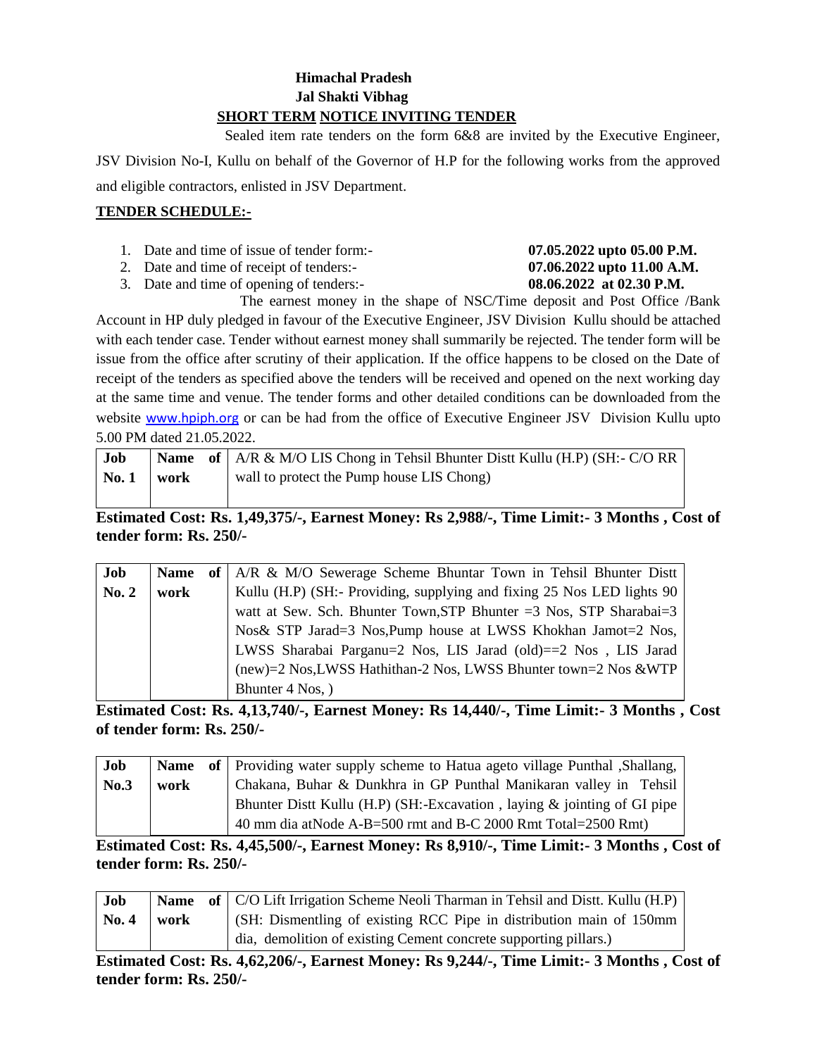**Himachal Pradesh**
**Jal Shakti Vibhag**
**SHORT TERM NOTICE INVITING TENDER**

Sealed item rate tenders on the form 6&8 are invited by the Executive Engineer, JSV Division No-I, Kullu on behalf of the Governor of H.P for the following works from the approved and eligible contractors, enlisted in JSV Department.

**TENDER SCHEDULE:-**

1. Date and time of issue of tender form:- **07.05.2022 upto 05.00 P.M.**
2. Date and time of receipt of tenders:- **07.06.2022 upto 11.00 A.M.**
3. Date and time of opening of tenders:- **08.06.2022 at 02.30 P.M.**

The earnest money in the shape of NSC/Time deposit and Post Office /Bank Account in HP duly pledged in favour of the Executive Engineer, JSV Division Kullu should be attached with each tender case. Tender without earnest money shall summarily be rejected. The tender form will be issue from the office after scrutiny of their application. If the office happens to be closed on the Date of receipt of the tenders as specified above the tenders will be received and opened on the next working day at the same time and venue. The tender forms and other detailed conditions can be downloaded from the website www.hpiph.org or can be had from the office of Executive Engineer JSV Division Kullu upto 5.00 PM dated 21.05.2022.

| **Job No. 1** | **Name of work** | A/R & M/O LIS Chong in Tehsil Bhunter Distt Kullu (H.P) (SH:- C/O RR wall to protect the Pump house LIS Chong) |
|---|---|---|

**Estimated Cost: Rs. 1,49,375/-, Earnest Money: Rs 2,988/-, Time Limit:- 3 Months , Cost of tender form: Rs. 250/-**

| **Job No. 2** | **Name of work** | A/R & M/O Sewerage Scheme Bhuntar Town in Tehsil Bhunter Distt Kullu (H.P) (SH:- Providing, supplying and fixing 25 Nos LED lights 90 watt at Sew. Sch. Bhunter Town,STP Bhunter =3 Nos, STP Sharabai=3 Nos& STP Jarad=3 Nos,Pump house at LWSS Khokhan Jamot=2 Nos, LWSS Sharabai Parganu=2 Nos, LIS Jarad (old)==2 Nos , LIS Jarad (new)=2 Nos,LWSS Hathithan-2 Nos, LWSS Bhunter town=2 Nos &WTP Bhunter 4 Nos, ) |
|---|---|---|

**Estimated Cost: Rs. 4,13,740/-, Earnest Money: Rs 14,440/-, Time Limit:- 3 Months , Cost of tender form: Rs. 250/-**

| **Job No.3** | **Name of work** | Providing water supply scheme to Hatua ageto village Punthal ,Shallang, Chakana, Buhar & Dunkhra in GP Punthal Manikaran valley in Tehsil Bhunter Distt Kullu (H.P) (SH:-Excavation , laying & jointing of GI pipe 40 mm dia atNode A-B=500 rmt and B-C 2000 Rmt Total=2500 Rmt) |
|---|---|---|

**Estimated Cost: Rs. 4,45,500/-, Earnest Money: Rs 8,910/-, Time Limit:- 3 Months , Cost of tender form: Rs. 250/-**

| **Job No. 4** | **Name of work** | C/O Lift Irrigation Scheme Neoli Tharman in Tehsil and Distt. Kullu (H.P) (SH: Dismentling of existing RCC Pipe in distribution main of 150mm dia, demolition of existing Cement concrete supporting pillars.) |
|---|---|---|

**Estimated Cost: Rs. 4,62,206/-, Earnest Money: Rs 9,244/-, Time Limit:- 3 Months , Cost of tender form: Rs. 250/-**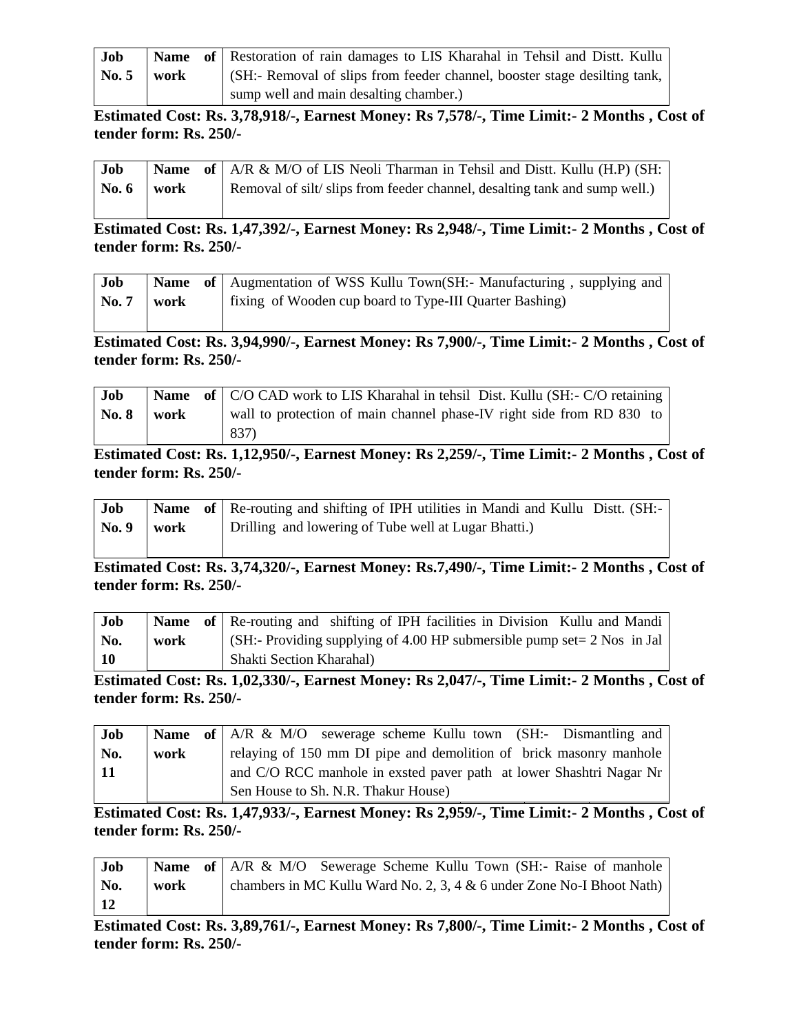| Job No. 5 | Name of work | Restoration of rain damages to LIS Kharahal in Tehsil and Distt. Kullu (SH:- Removal of slips from feeder channel, booster stage desilting tank, sump well and main desalting chamber.) |
|---|---|---|

**Estimated Cost: Rs. 3,78,918/-, Earnest Money: Rs 7,578/-, Time Limit:- 2 Months , Cost of tender form: Rs. 250/-**

| Job No. 6 | Name of work | A/R & M/O of LIS Neoli Tharman in Tehsil and Distt. Kullu (H.P) (SH: Removal of silt/ slips from feeder channel, desalting tank and sump well.) |
|---|---|---|

**Estimated Cost: Rs. 1,47,392/-, Earnest Money: Rs 2,948/-, Time Limit:- 2 Months , Cost of tender form: Rs. 250/-**

| Job No. 7 | Name of work | Augmentation of WSS Kullu Town(SH:- Manufacturing , supplying and fixing of Wooden cup board to Type-III Quarter Bashing) |
|---|---|---|

**Estimated Cost: Rs. 3,94,990/-, Earnest Money: Rs 7,900/-, Time Limit:- 2 Months , Cost of tender form: Rs. 250/-**

| Job No. 8 | Name of work | C/O CAD work to LIS Kharahal in tehsil Dist. Kullu (SH:- C/O retaining wall to protection of main channel phase-IV right side from RD 830 to 837) |
|---|---|---|

**Estimated Cost: Rs. 1,12,950/-, Earnest Money: Rs 2,259/-, Time Limit:- 2 Months , Cost of tender form: Rs. 250/-**

| Job No. 9 | Name of work | Re-routing and shifting of IPH utilities in Mandi and Kullu Distt. (SH:- Drilling and lowering of Tube well at Lugar Bhatti.) |
|---|---|---|

**Estimated Cost: Rs. 3,74,320/-, Earnest Money: Rs.7,490/-, Time Limit:- 2 Months , Cost of tender form: Rs. 250/-**

| Job No. 10 | Name of work | Re-routing and shifting of IPH facilities in Division Kullu and Mandi (SH:- Providing supplying of 4.00 HP submersible pump set= 2 Nos in Jal Shakti Section Kharahal) |
|---|---|---|

**Estimated Cost: Rs. 1,02,330/-, Earnest Money: Rs 2,047/-, Time Limit:- 2 Months , Cost of tender form: Rs. 250/-**

| Job No. 11 | Name of work | A/R & M/O sewerage scheme Kullu town (SH:- Dismantling and relaying of 150 mm DI pipe and demolition of brick masonry manhole and C/O RCC manhole in exsted paver path at lower Shashtri Nagar Nr Sen House to Sh. N.R. Thakur House) |
|---|---|---|

**Estimated Cost: Rs. 1,47,933/-, Earnest Money: Rs 2,959/-, Time Limit:- 2 Months , Cost of tender form: Rs. 250/-**

| Job No. 12 | Name of work | A/R & M/O Sewerage Scheme Kullu Town (SH:- Raise of manhole chambers in MC Kullu Ward No. 2, 3, 4 & 6 under Zone No-I Bhoot Nath) |
|---|---|---|

**Estimated Cost: Rs. 3,89,761/-, Earnest Money: Rs 7,800/-, Time Limit:- 2 Months , Cost of tender form: Rs. 250/-**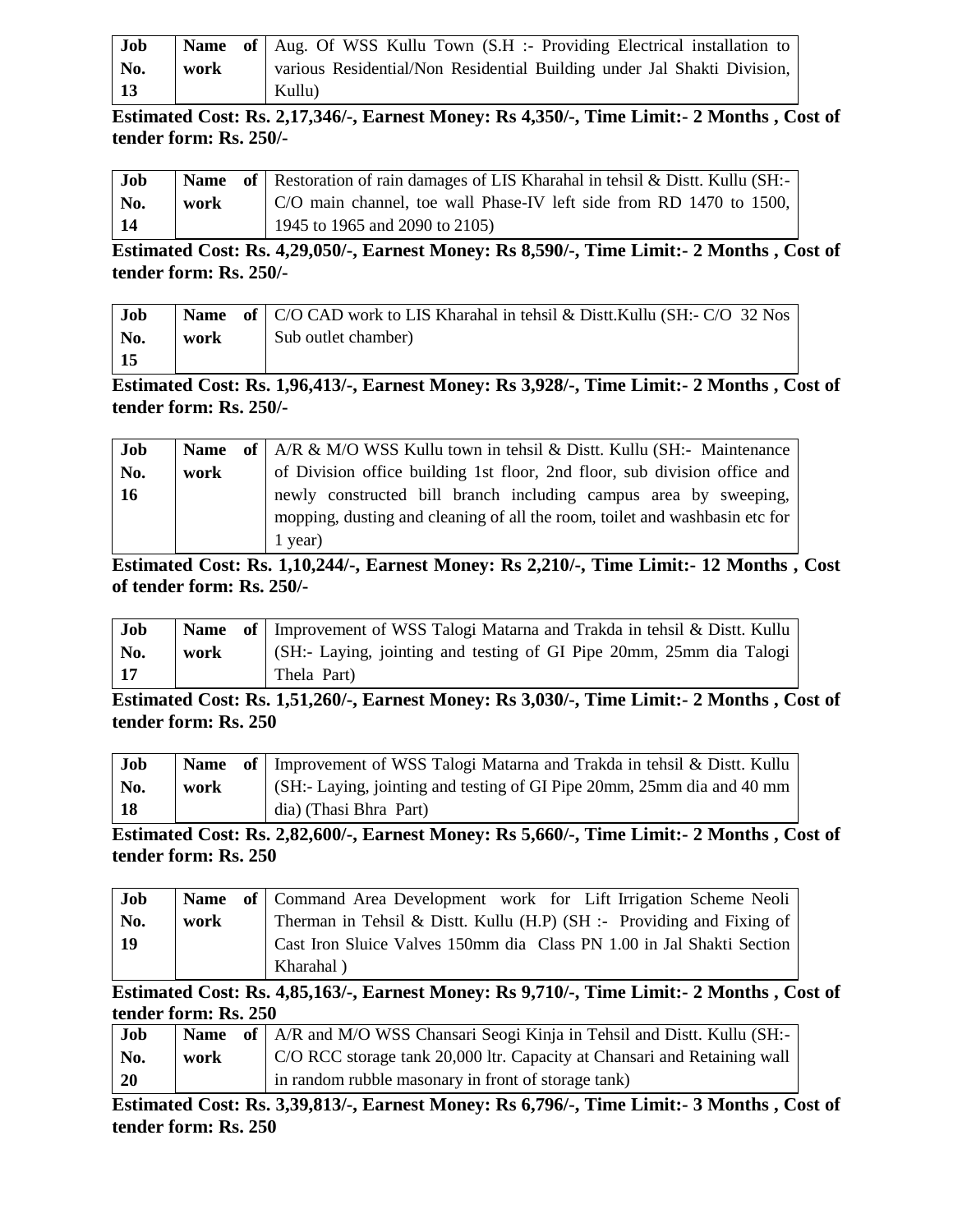| Job No. 13 | Name of work | Aug. Of WSS Kullu Town (S.H :- Providing Electrical installation to various Residential/Non Residential Building under Jal Shakti Division, Kullu) |
|---|---|---|

**Estimated Cost: Rs. 2,17,346/-, Earnest Money: Rs 4,350/-, Time Limit:- 2 Months , Cost of tender form: Rs. 250/-**

| Job No. 14 | Name of work | Restoration of rain damages of LIS Kharahal in tehsil & Distt. Kullu (SH:- C/O main channel, toe wall Phase-IV left side from RD 1470 to 1500, 1945 to 1965 and 2090 to 2105) |
|---|---|---|

**Estimated Cost: Rs. 4,29,050/-, Earnest Money: Rs 8,590/-, Time Limit:- 2 Months , Cost of tender form: Rs. 250/-**

| Job No. 15 | Name of work | C/O CAD work to LIS Kharahal in tehsil & Distt.Kullu (SH:- C/O 32 Nos Sub outlet chamber) |
|---|---|---|

**Estimated Cost: Rs. 1,96,413/-, Earnest Money: Rs 3,928/-, Time Limit:- 2 Months , Cost of tender form: Rs. 250/-**

| Job No. 16 | Name of work | A/R & M/O WSS Kullu town in tehsil & Distt. Kullu (SH:- Maintenance of Division office building 1st floor, 2nd floor, sub division office and newly constructed bill branch including campus area by sweeping, mopping, dusting and cleaning of all the room, toilet and washbasin etc for 1 year) |
|---|---|---|

**Estimated Cost: Rs. 1,10,244/-, Earnest Money: Rs 2,210/-, Time Limit:- 12 Months , Cost of tender form: Rs. 250/-**

| Job No. 17 | Name of work | Improvement of WSS Talogi Matarna and Trakda in tehsil & Distt. Kullu (SH:- Laying, jointing and testing of GI Pipe 20mm, 25mm dia Talogi Thela Part) |
|---|---|---|

**Estimated Cost: Rs. 1,51,260/-, Earnest Money: Rs 3,030/-, Time Limit:- 2 Months , Cost of tender form: Rs. 250**

| Job No. 18 | Name of work | Improvement of WSS Talogi Matarna and Trakda in tehsil & Distt. Kullu (SH:- Laying, jointing and testing of GI Pipe 20mm, 25mm dia and 40 mm dia) (Thasi Bhra Part) |
|---|---|---|

**Estimated Cost: Rs. 2,82,600/-, Earnest Money: Rs 5,660/-, Time Limit:- 2 Months , Cost of tender form: Rs. 250**

| Job No. 19 | Name of work | Command Area Development work for Lift Irrigation Scheme Neoli Therman in Tehsil & Distt. Kullu (H.P) (SH :- Providing and Fixing of Cast Iron Sluice Valves 150mm dia Class PN 1.00 in Jal Shakti Section Kharahal ) |
|---|---|---|

**Estimated Cost: Rs. 4,85,163/-, Earnest Money: Rs 9,710/-, Time Limit:- 2 Months , Cost of tender form: Rs. 250**

| Job No. 20 | Name of work | A/R and M/O WSS Chansari Seogi Kinja in Tehsil and Distt. Kullu (SH:- C/O RCC storage tank 20,000 ltr. Capacity at Chansari and Retaining wall in random rubble masonary in front of storage tank) |
|---|---|---|

**Estimated Cost: Rs. 3,39,813/-, Earnest Money: Rs 6,796/-, Time Limit:- 3 Months , Cost of tender form: Rs. 250**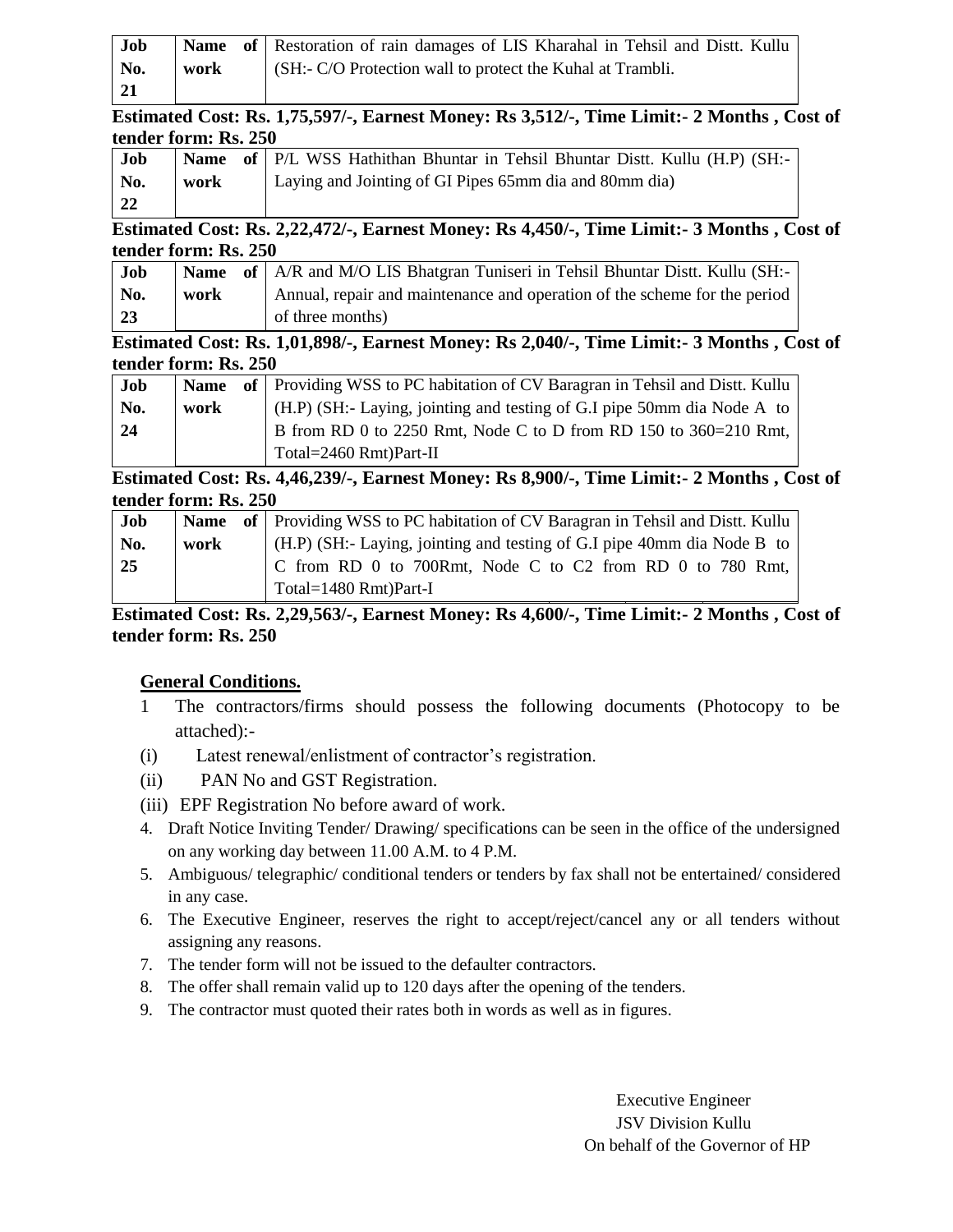| Job No. 21 | Name of work | Restoration of rain damages of LIS Kharahal in Tehsil and Distt. Kullu (SH:- C/O Protection wall to protect the Kuhal at Trambli. |
|---|---|---|

**Estimated Cost: Rs. 1,75,597/-, Earnest Money: Rs 3,512/-, Time Limit:- 2 Months , Cost of tender form: Rs. 250**

| Job No. 22 | Name of work | P/L WSS Hathithan Bhuntar in Tehsil Bhuntar Distt. Kullu (H.P) (SH:- Laying and Jointing of GI Pipes 65mm dia and 80mm dia) |
|---|---|---|

**Estimated Cost: Rs. 2,22,472/-, Earnest Money: Rs 4,450/-, Time Limit:- 3 Months , Cost of tender form: Rs. 250**

| Job No. 23 | Name of work | A/R and M/O LIS Bhatgran Tuniseri in Tehsil Bhuntar Distt. Kullu (SH:- Annual, repair and maintenance and operation of the scheme for the period of three months) |
|---|---|---|

**Estimated Cost: Rs. 1,01,898/-, Earnest Money: Rs 2,040/-, Time Limit:- 3 Months , Cost of tender form: Rs. 250**

| Job No. 24 | Name of work | Providing WSS to PC habitation of CV Baragran in Tehsil and Distt. Kullu (H.P) (SH:- Laying, jointing and testing of G.I pipe 50mm dia Node A to B from RD 0 to 2250 Rmt, Node C to D from RD 150 to 360=210 Rmt, Total=2460 Rmt)Part-II |
|---|---|---|

**Estimated Cost: Rs. 4,46,239/-, Earnest Money: Rs 8,900/-, Time Limit:- 2 Months , Cost of tender form: Rs. 250**

| Job No. 25 | Name of work | Providing WSS to PC habitation of CV Baragran in Tehsil and Distt. Kullu (H.P) (SH:- Laying, jointing and testing of G.I pipe 40mm dia Node B to C from RD 0 to 700Rmt, Node C to C2 from RD 0 to 780 Rmt, Total=1480 Rmt)Part-I |
|---|---|---|

**Estimated Cost: Rs. 2,29,563/-, Earnest Money: Rs 4,600/-, Time Limit:- 2 Months , Cost of tender form: Rs. 250**

## General Conditions.

1 The contractors/firms should possess the following documents (Photocopy to be attached):-

(i) Latest renewal/enlistment of contractor's registration.

(ii) PAN No and GST Registration.

(iii) EPF Registration No before award of work.

4. Draft Notice Inviting Tender/ Drawing/ specifications can be seen in the office of the undersigned on any working day between 11.00 A.M. to 4 P.M.
5. Ambiguous/ telegraphic/ conditional tenders or tenders by fax shall not be entertained/ considered in any case.
6. The Executive Engineer, reserves the right to accept/reject/cancel any or all tenders without assigning any reasons.
7. The tender form will not be issued to the defaulter contractors.
8. The offer shall remain valid up to 120 days after the opening of the tenders.
9. The contractor must quoted their rates both in words as well as in figures.

Executive Engineer
JSV Division Kullu
On behalf of the Governor of HP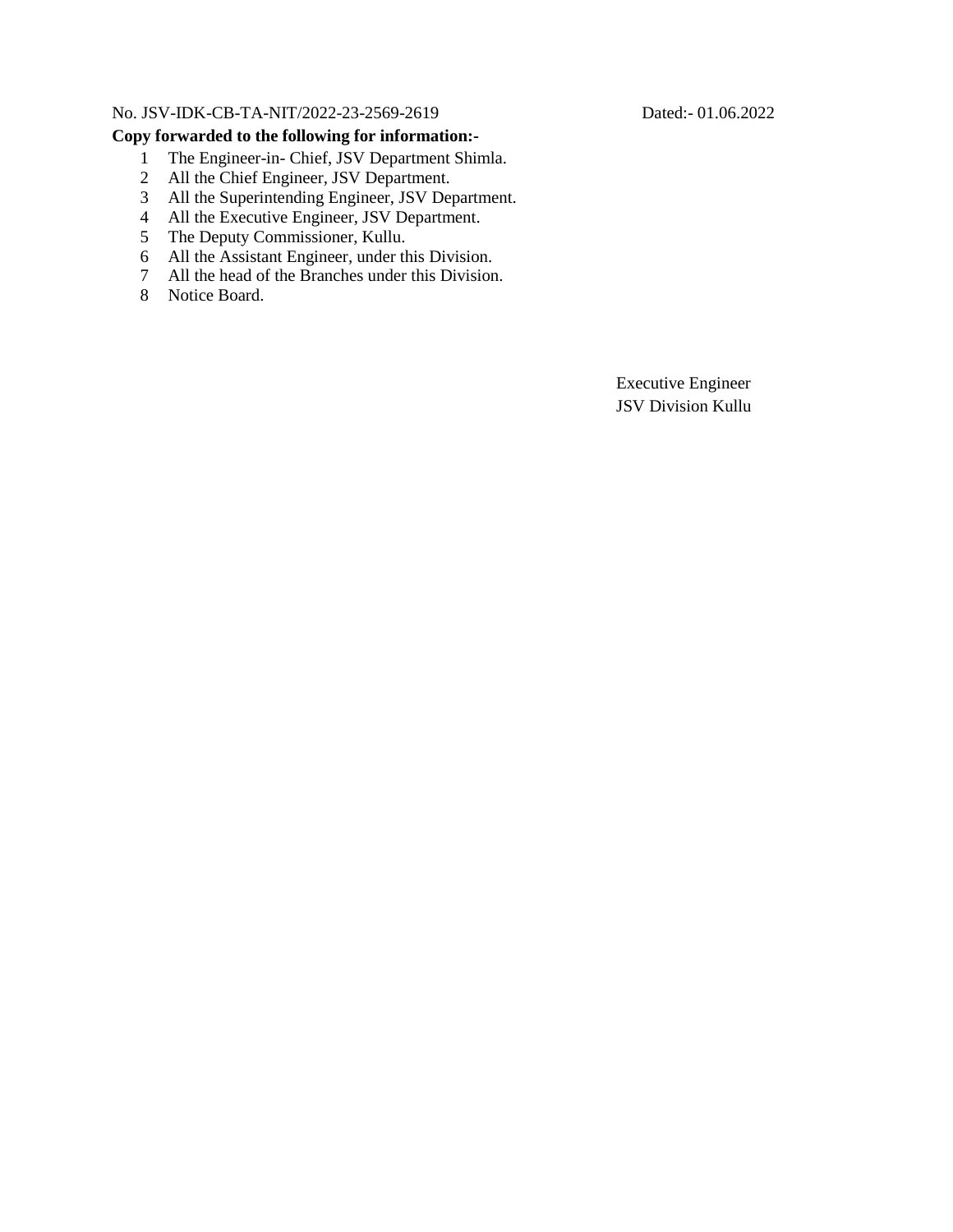No. JSV-IDK-CB-TA-NIT/2022-23-2569-2619 Dated:- 01.06.2022

**Copy forwarded to the following for information:-**

1. The Engineer-in- Chief, JSV Department Shimla.
2. All the Chief Engineer, JSV Department.
3. All the Superintending Engineer, JSV Department.
4. All the Executive Engineer, JSV Department.
5. The Deputy Commissioner, Kullu.
6. All the Assistant Engineer, under this Division.
7. All the head of the Branches under this Division.
8. Notice Board.

Executive Engineer
JSV Division Kullu